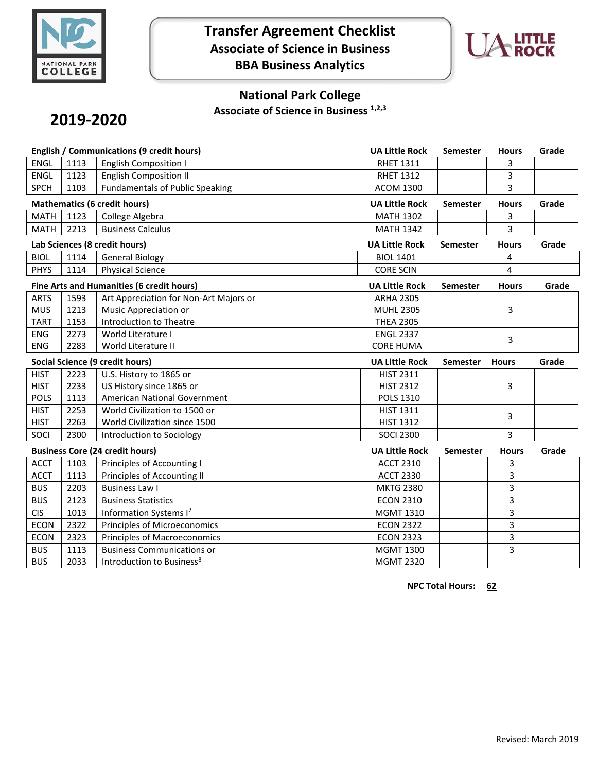# Transfer Agreement Checklist
## Associate of Science in Business
## BBA Business Analytics

## National Park College
### Associate of Science in Business [1,2,3]

## 2019-2020

| English / Communications (9 credit hours) | | | UA Little Rock | Semester | Hours | Grade |
|---|---|---|---|---|---|---|
| ENGL | 1113 | English Composition I | RHET 1311 | | 3 | |
| ENGL | 1123 | English Composition II | RHET 1312 | | 3 | |
| SPCH | 1103 | Fundamentals of Public Speaking | ACOM 1300 | | 3 | |

| Mathematics (6 credit hours) | | | UA Little Rock | Semester | Hours | Grade |
|---|---|---|---|---|---|---|
| MATH | 1123 | College Algebra | MATH 1302 | | 3 | |
| MATH | 2213 | Business Calculus | MATH 1342 | | 3 | |

| Lab Sciences (8 credit hours) | | | UA Little Rock | Semester | Hours | Grade |
|---|---|---|---|---|---|---|
| BIOL | 1114 | General Biology | BIOL 1401 | | 4 | |
| PHYS | 1114 | Physical Science | CORE SCIN | | 4 | |

| Fine Arts and Humanities (6 credit hours) | | | UA Little Rock | Semester | Hours | Grade |
|---|---|---|---|---|---|---|
| ARTS | 1593 | Art Appreciation for Non-Art Majors or | ARHA 2305 | | | |
| MUS | 1213 | Music Appreciation or | MUHL 2305 | | 3 | |
| TART | 1153 | Introduction to Theatre | THEA 2305 | | | |
| ENG | 2273 | World Literature I | ENGL 2337 | | 3 | |
| ENG | 2283 | World Literature II | CORE HUMA | | | |

| Social Science (9 credit hours) | | | UA Little Rock | Semester | Hours | Grade |
|---|---|---|---|---|---|---|
| HIST | 2223 | U.S. History to 1865 or | HIST 2311 | | | |
| HIST | 2233 | US History since 1865 or | HIST 2312 | | 3 | |
| POLS | 1113 | American National Government | POLS 1310 | | | |
| HIST | 2253 | World Civilization to 1500 or | HIST 1311 | | 3 | |
| HIST | 2263 | World Civilization since 1500 | HIST 1312 | | | |
| SOCI | 2300 | Introduction to Sociology | SOCI 2300 | | 3 | |

| Business Core (24 credit hours) | | | UA Little Rock | Semester | Hours | Grade |
|---|---|---|---|---|---|---|
| ACCT | 1103 | Principles of Accounting I | ACCT 2310 | | 3 | |
| ACCT | 1113 | Principles of Accounting II | ACCT 2330 | | 3 | |
| BUS | 2203 | Business Law I | MKTG 2380 | | 3 | |
| BUS | 2123 | Business Statistics | ECON 2310 | | 3 | |
| CIS | 1013 | Information Systems I[7] | MGMT 1310 | | 3 | |
| ECON | 2322 | Principles of Microeconomics | ECON 2322 | | 3 | |
| ECON | 2323 | Principles of Macroeconomics | ECON 2323 | | 3 | |
| BUS | 1113 | Business Communications or | MGMT 1300 | | 3 | |
| BUS | 2033 | Introduction to Business[8] | MGMT 2320 | | | |

**NPC Total Hours: 62**

Revised: March 2019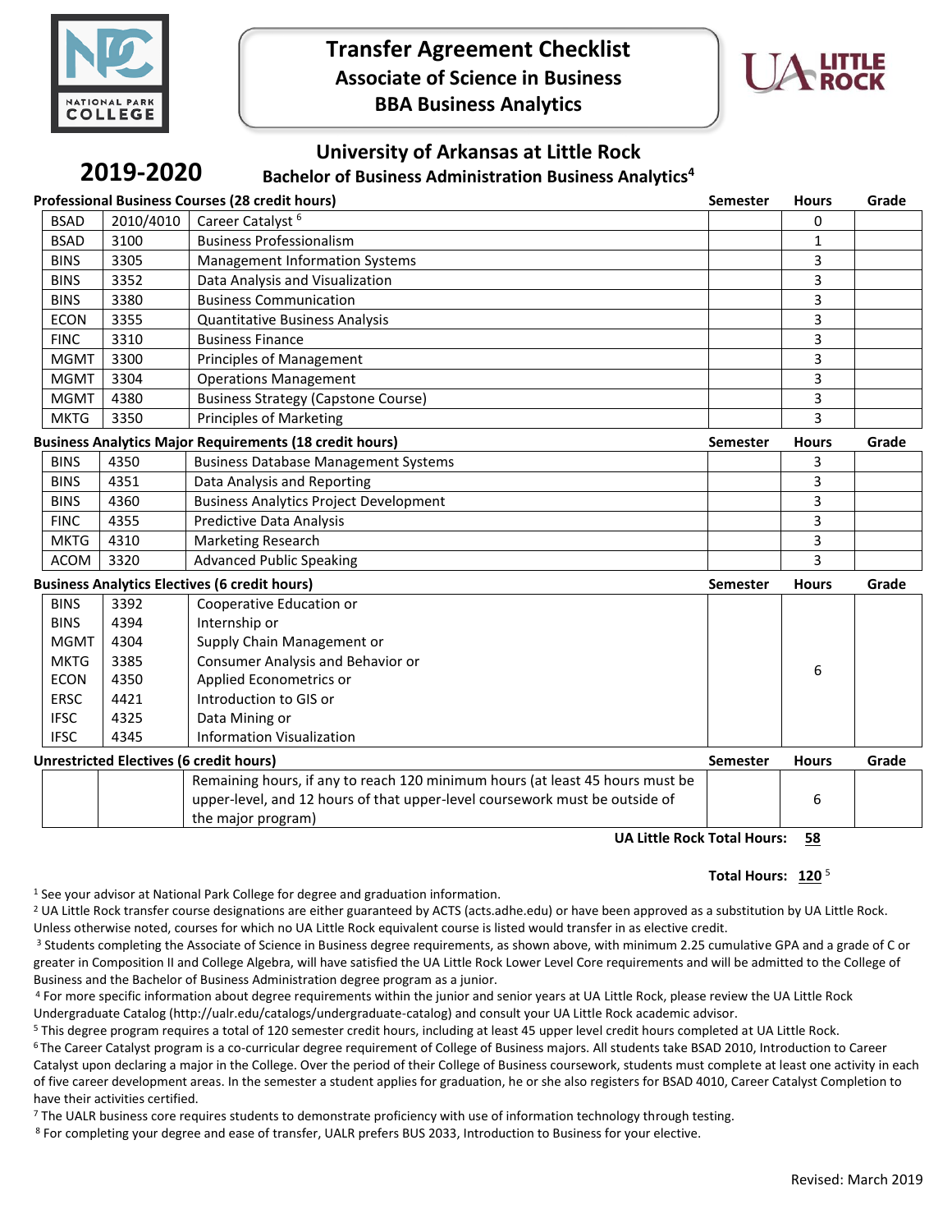# Transfer Agreement Checklist
## Associate of Science in Business
## BBA Business Analytics

## University of Arkansas at Little Rock

**2019-2020**

### Bachelor of Business Administration Business Analytics[4]

**Professional Business Courses (28 credit hours)**

| | | | Semester | Hours | Grade |
|---|---|---|---|---|---|
| BSAD | 2010/4010 | Career Catalyst [6] | | 0 | |
| BSAD | 3100 | Business Professionalism | | 1 | |
| BINS | 3305 | Management Information Systems | | 3 | |
| BINS | 3352 | Data Analysis and Visualization | | 3 | |
| BINS | 3380 | Business Communication | | 3 | |
| ECON | 3355 | Quantitative Business Analysis | | 3 | |
| FINC | 3310 | Business Finance | | 3 | |
| MGMT | 3300 | Principles of Management | | 3 | |
| MGMT | 3304 | Operations Management | | 3 | |
| MGMT | 4380 | Business Strategy (Capstone Course) | | 3 | |
| MKTG | 3350 | Principles of Marketing | | 3 | |

**Business Analytics Major Requirements (18 credit hours)**

| | | | Semester | Hours | Grade |
|---|---|---|---|---|---|
| BINS | 4350 | Business Database Management Systems | | 3 | |
| BINS | 4351 | Data Analysis and Reporting | | 3 | |
| BINS | 4360 | Business Analytics Project Development | | 3 | |
| FINC | 4355 | Predictive Data Analysis | | 3 | |
| MKTG | 4310 | Marketing Research | | 3 | |
| ACOM | 3320 | Advanced Public Speaking | | 3 | |

**Business Analytics Electives (6 credit hours)**

| | | | Semester | Hours | Grade |
|---|---|---|---|---|---|
| BINS | 3392 | Cooperative Education or | | 6 | |
| BINS | 4394 | Internship or | | | |
| MGMT | 4304 | Supply Chain Management or | | | |
| MKTG | 3385 | Consumer Analysis and Behavior or | | | |
| ECON | 4350 | Applied Econometrics or | | | |
| ERSC | 4421 | Introduction to GIS or | | | |
| IFSC | 4325 | Data Mining or | | | |
| IFSC | 4345 | Information Visualization | | | |

**Unrestricted Electives (6 credit hours)**

| | | | Semester | Hours | Grade |
|---|---|---|---|---|---|
| | | Remaining hours, if any to reach 120 minimum hours (at least 45 hours must be upper-level, and 12 hours of that upper-level coursework must be outside of the major program) | | 6 | |

**UA Little Rock Total Hours: 58**

**Total Hours: 120** [5]

[1] See your advisor at National Park College for degree and graduation information.

[2] UA Little Rock transfer course designations are either guaranteed by ACTS (acts.adhe.edu) or have been approved as a substitution by UA Little Rock. Unless otherwise noted, courses for which no UA Little Rock equivalent course is listed would transfer in as elective credit.

[3] Students completing the Associate of Science in Business degree requirements, as shown above, with minimum 2.25 cumulative GPA and a grade of C or greater in Composition II and College Algebra, will have satisfied the UA Little Rock Lower Level Core requirements and will be admitted to the College of Business and the Bachelor of Business Administration degree program as a junior.

[4] For more specific information about degree requirements within the junior and senior years at UA Little Rock, please review the UA Little Rock Undergraduate Catalog (http://ualr.edu/catalogs/undergraduate-catalog) and consult your UA Little Rock academic advisor.

[5] This degree program requires a total of 120 semester credit hours, including at least 45 upper level credit hours completed at UA Little Rock.

[6] The Career Catalyst program is a co-curricular degree requirement of College of Business majors. All students take BSAD 2010, Introduction to Career Catalyst upon declaring a major in the College. Over the period of their College of Business coursework, students must complete at least one activity in each of five career development areas. In the semester a student applies for graduation, he or she also registers for BSAD 4010, Career Catalyst Completion to have their activities certified.

[7] The UALR business core requires students to demonstrate proficiency with use of information technology through testing.

[8] For completing your degree and ease of transfer, UALR prefers BUS 2033, Introduction to Business for your elective.

Revised: March 2019